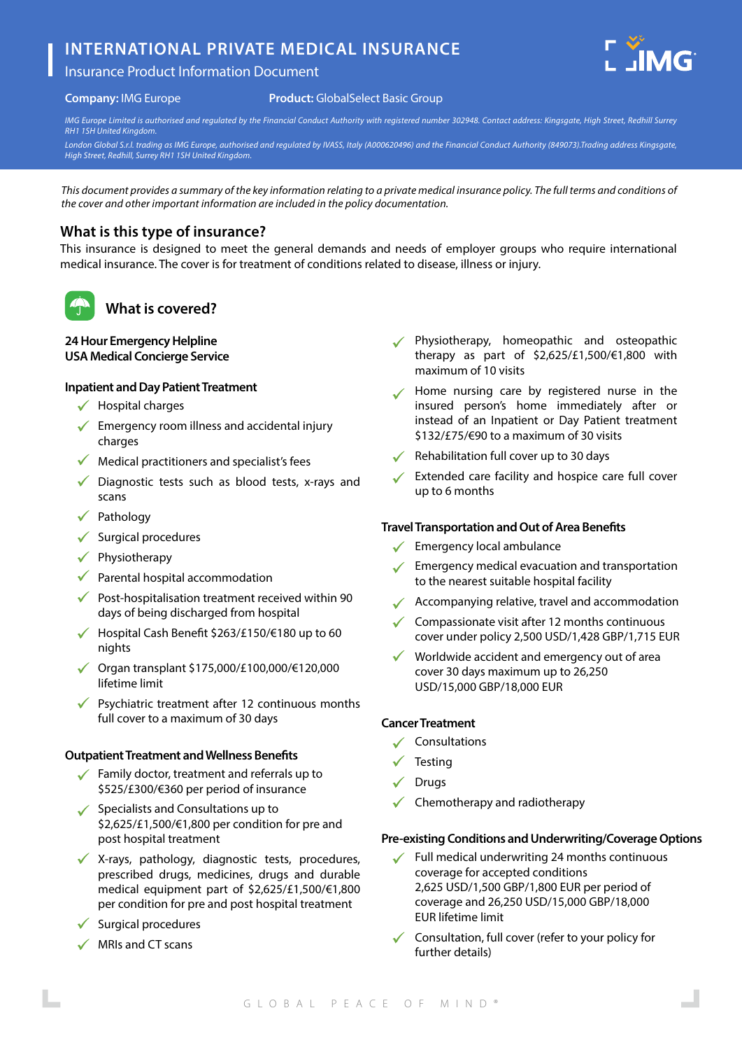# INTERNATIONAL PRIVATE MEDICAL INSURANCE

Insurance Product Information Document

**Company:** IMG Europe **Product:** GlobalSelect Basic Group

*IMG Europe Limited is authorised and regulated by the Financial Conduct Authority with registered number 302948. Contact address: Kingsgate, High Street, Redhill Surrey RH1 1SH United Kingdom.*

*London Global S.r.l. trading as IMG Europe, authorised and regulated by IVASS, Italy (A000620496) and the Financial Conduct Authority (849073).Trading address Kingsgate, High Street, Redhill, Surrey RH1 1SH United Kingdom.*

*This document provides a summary of the key information relating to a private medical insurance policy. The full terms and conditions of the cover and other important information are included in the policy documentation.*

## What is this type of insurance?

This insurance is designed to meet the general demands and needs of employer groups who require international medical insurance. The cover is for treatment of conditions related to disease, illness or injury.

## What is covered?

**24 Hour Emergency Helpline**
**USA Medical Concierge Service**

### Inpatient and Day Patient Treatment

- ✓ Hospital charges
- ✓ Emergency room illness and accidental injury charges
- ✓ Medical practitioners and specialist's fees
- ✓ Diagnostic tests such as blood tests, x-rays and scans
- ✓ Pathology
- ✓ Surgical procedures
- ✓ Physiotherapy
- ✓ Parental hospital accommodation
- ✓ Post-hospitalisation treatment received within 90 days of being discharged from hospital
- ✓ Hospital Cash Benefit $263/£150/€180 up to 60 nights
- ✓ Organ transplant $175,000/£100,000/€120,000 lifetime limit
- ✓ Psychiatric treatment after 12 continuous months full cover to a maximum of 30 days

### Outpatient Treatment and Wellness Benefits

- ✓ Family doctor, treatment and referrals up to $525/£300/€360 per period of insurance
- ✓ Specialists and Consultations up to $2,625/£1,500/€1,800 per condition for pre and post hospital treatment
- ✓ X-rays, pathology, diagnostic tests, procedures, prescribed drugs, medicines, drugs and durable medical equipment part of $2,625/£1,500/€1,800 per condition for pre and post hospital treatment
- ✓ Surgical procedures
- ✓ MRIs and CT scans
- ✓ Physiotherapy, homeopathic and osteopathic therapy as part of $2,625/£1,500/€1,800 with maximum of 10 visits
- ✓ Home nursing care by registered nurse in the insured person's home immediately after or instead of an Inpatient or Day Patient treatment $132/£75/€90 to a maximum of 30 visits
- ✓ Rehabilitation full cover up to 30 days
- ✓ Extended care facility and hospice care full cover up to 6 months

### Travel Transportation and Out of Area Benefits

- ✓ Emergency local ambulance
- ✓ Emergency medical evacuation and transportation to the nearest suitable hospital facility
- ✓ Accompanying relative, travel and accommodation
- ✓ Compassionate visit after 12 months continuous cover under policy 2,500 USD/1,428 GBP/1,715 EUR
- ✓ Worldwide accident and emergency out of area cover 30 days maximum up to 26,250 USD/15,000 GBP/18,000 EUR

### Cancer Treatment

- ✓ Consultations
- ✓ Testing
- ✓ Drugs
- ✓ Chemotherapy and radiotherapy

### Pre-existing Conditions and Underwriting/Coverage Options

- ✓ Full medical underwriting 24 months continuous coverage for accepted conditions
  2,625 USD/1,500 GBP/1,800 EUR per period of coverage and 26,250 USD/15,000 GBP/18,000 EUR lifetime limit
- ✓ Consultation, full cover (refer to your policy for further details)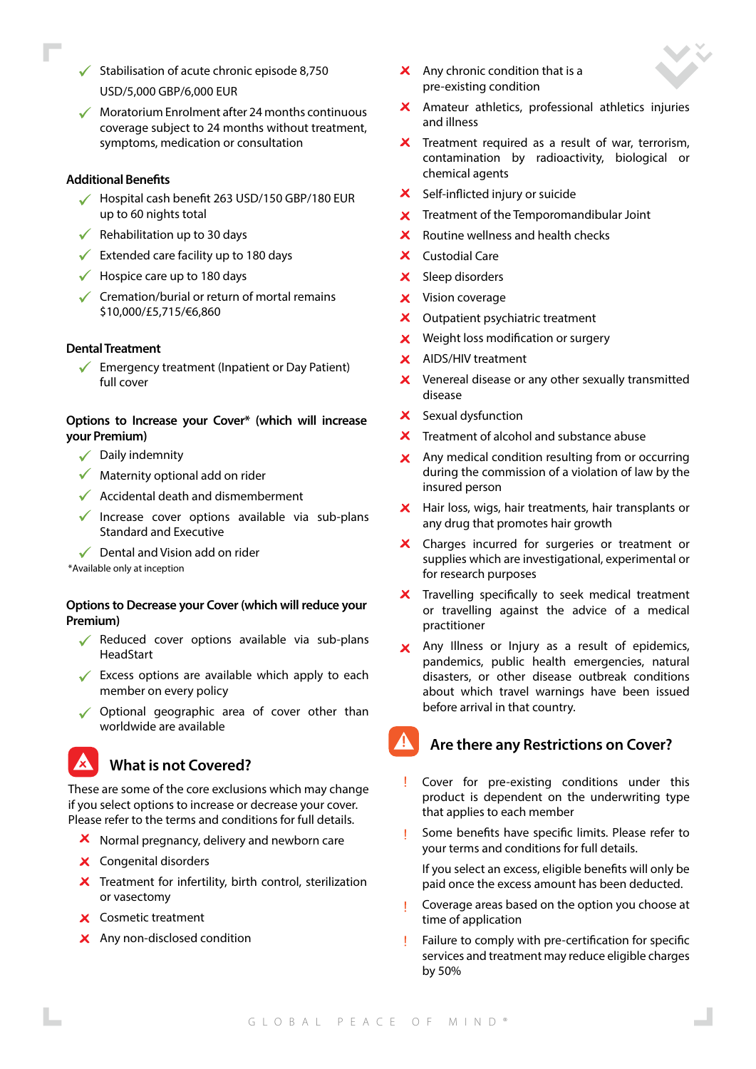- ✓ Stabilisation of acute chronic episode 8,750 USD/5,000 GBP/6,000 EUR
- ✓ Moratorium Enrolment after 24 months continuous coverage subject to 24 months without treatment, symptoms, medication or consultation

### Additional Benefits

- ✓ Hospital cash benefit 263 USD/150 GBP/180 EUR up to 60 nights total
- ✓ Rehabilitation up to 30 days
- ✓ Extended care facility up to 180 days
- ✓ Hospice care up to 180 days
- ✓ Cremation/burial or return of mortal remains $10,000/£5,715/€6,860

### Dental Treatment

- ✓ Emergency treatment (Inpatient or Day Patient) full cover

### Options to Increase your Cover* (which will increase your Premium)

- ✓ Daily indemnity
- ✓ Maternity optional add on rider
- ✓ Accidental death and dismemberment
- ✓ Increase cover options available via sub-plans Standard and Executive
- ✓ Dental and Vision add on rider

*Available only at inception

### Options to Decrease your Cover (which will reduce your Premium)

- ✓ Reduced cover options available via sub-plans HeadStart
- ✓ Excess options are available which apply to each member on every policy
- ✓ Optional geographic area of cover other than worldwide are available

## What is not Covered?

These are some of the core exclusions which may change if you select options to increase or decrease your cover. Please refer to the terms and conditions for full details.

- ✗ Normal pregnancy, delivery and newborn care
- ✗ Congenital disorders
- ✗ Treatment for infertility, birth control, sterilization or vasectomy
- ✗ Cosmetic treatment
- ✗ Any non-disclosed condition
- ✗ Any chronic condition that is a pre-existing condition
- ✗ Amateur athletics, professional athletics injuries and illness
- ✗ Treatment required as a result of war, terrorism, contamination by radioactivity, biological or chemical agents
- ✗ Self-inflicted injury or suicide
- ✗ Treatment of the Temporomandibular Joint
- ✗ Routine wellness and health checks
- ✗ Custodial Care
- ✗ Sleep disorders
- ✗ Vision coverage
- ✗ Outpatient psychiatric treatment
- ✗ Weight loss modification or surgery
- ✗ AIDS/HIV treatment
- ✗ Venereal disease or any other sexually transmitted disease
- ✗ Sexual dysfunction
- ✗ Treatment of alcohol and substance abuse
- ✗ Any medical condition resulting from or occurring during the commission of a violation of law by the insured person
- ✗ Hair loss, wigs, hair treatments, hair transplants or any drug that promotes hair growth
- ✗ Charges incurred for surgeries or treatment or supplies which are investigational, experimental or for research purposes
- ✗ Travelling specifically to seek medical treatment or travelling against the advice of a medical practitioner
- ✗ Any Illness or Injury as a result of epidemics, pandemics, public health emergencies, natural disasters, or other disease outbreak conditions about which travel warnings have been issued before arrival in that country.

## Are there any Restrictions on Cover?

- ! Cover for pre-existing conditions under this product is dependent on the underwriting type that applies to each member
- ! Some benefits have specific limits. Please refer to your terms and conditions for full details.

  If you select an excess, eligible benefits will only be paid once the excess amount has been deducted.
- ! Coverage areas based on the option you choose at time of application
- ! Failure to comply with pre-certification for specific services and treatment may reduce eligible charges by 50%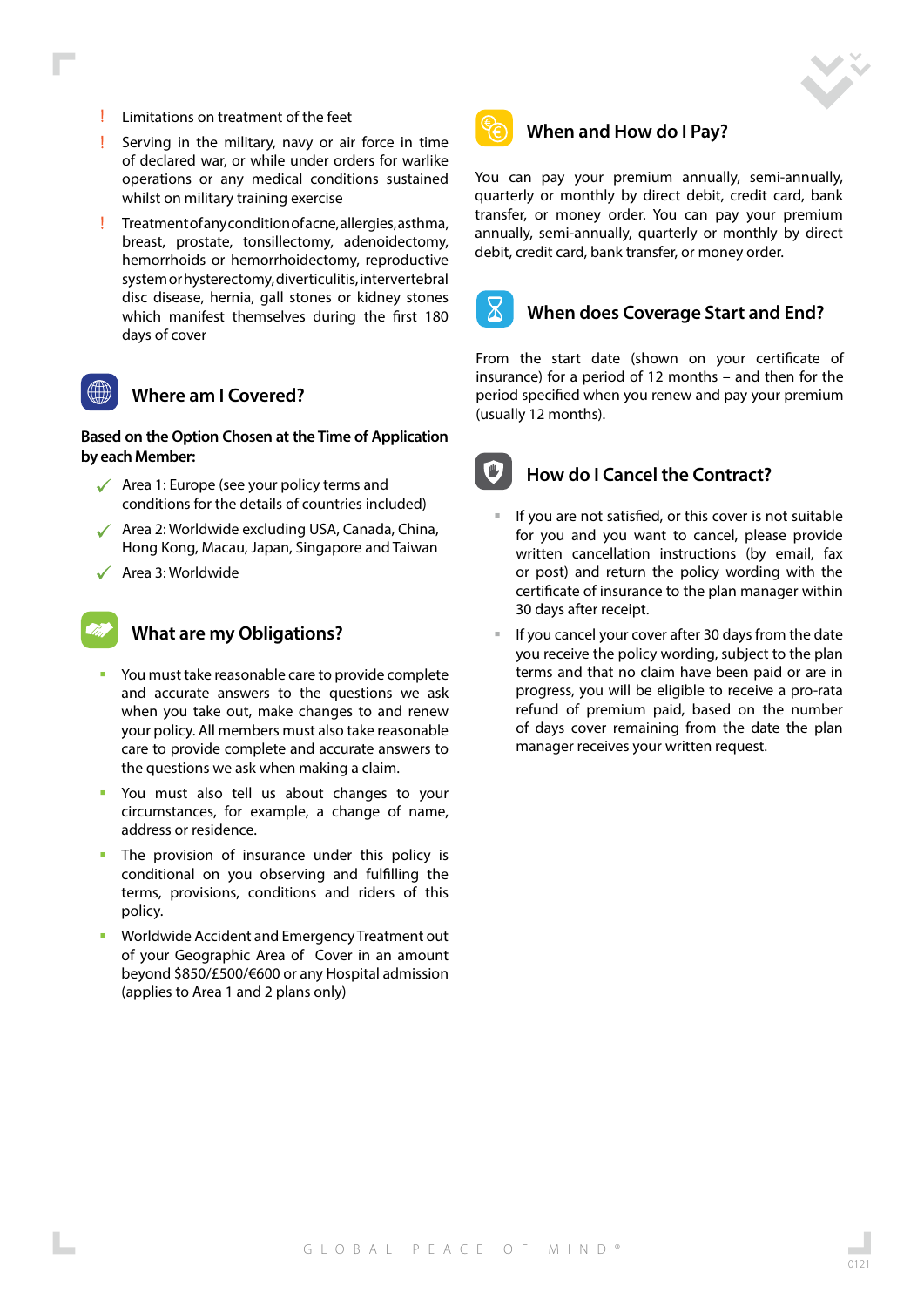- Limitations on treatment of the feet
- Serving in the military, navy or air force in time of declared war, or while under orders for warlike operations or any medical conditions sustained whilst on military training exercise
- Treatment of any condition of acne, allergies, asthma, breast, prostate, tonsillectomy, adenoidectomy, hemorrhoids or hemorrhoidectomy, reproductive system or hysterectomy, diverticulitis, intervertebral disc disease, hernia, gall stones or kidney stones which manifest themselves during the first 180 days of cover

## Where am I Covered?

**Based on the Option Chosen at the Time of Application by each Member:**

- Area 1: Europe (see your policy terms and conditions for the details of countries included)
- Area 2: Worldwide excluding USA, Canada, China, Hong Kong, Macau, Japan, Singapore and Taiwan
- Area 3: Worldwide

## What are my Obligations?

- You must take reasonable care to provide complete and accurate answers to the questions we ask when you take out, make changes to and renew your policy. All members must also take reasonable care to provide complete and accurate answers to the questions we ask when making a claim.
- You must also tell us about changes to your circumstances, for example, a change of name, address or residence.
- The provision of insurance under this policy is conditional on you observing and fulfilling the terms, provisions, conditions and riders of this policy.
- Worldwide Accident and Emergency Treatment out of your Geographic Area of Cover in an amount beyond $850/£500/€600 or any Hospital admission (applies to Area 1 and 2 plans only)

## When and How do I Pay?

You can pay your premium annually, semi-annually, quarterly or monthly by direct debit, credit card, bank transfer, or money order. You can pay your premium annually, semi-annually, quarterly or monthly by direct debit, credit card, bank transfer, or money order.

## When does Coverage Start and End?

From the start date (shown on your certificate of insurance) for a period of 12 months – and then for the period specified when you renew and pay your premium (usually 12 months).

## How do I Cancel the Contract?

- If you are not satisfied, or this cover is not suitable for you and you want to cancel, please provide written cancellation instructions (by email, fax or post) and return the policy wording with the certificate of insurance to the plan manager within 30 days after receipt.
- If you cancel your cover after 30 days from the date you receive the policy wording, subject to the plan terms and that no claim have been paid or are in progress, you will be eligible to receive a pro-rata refund of premium paid, based on the number of days cover remaining from the date the plan manager receives your written request.